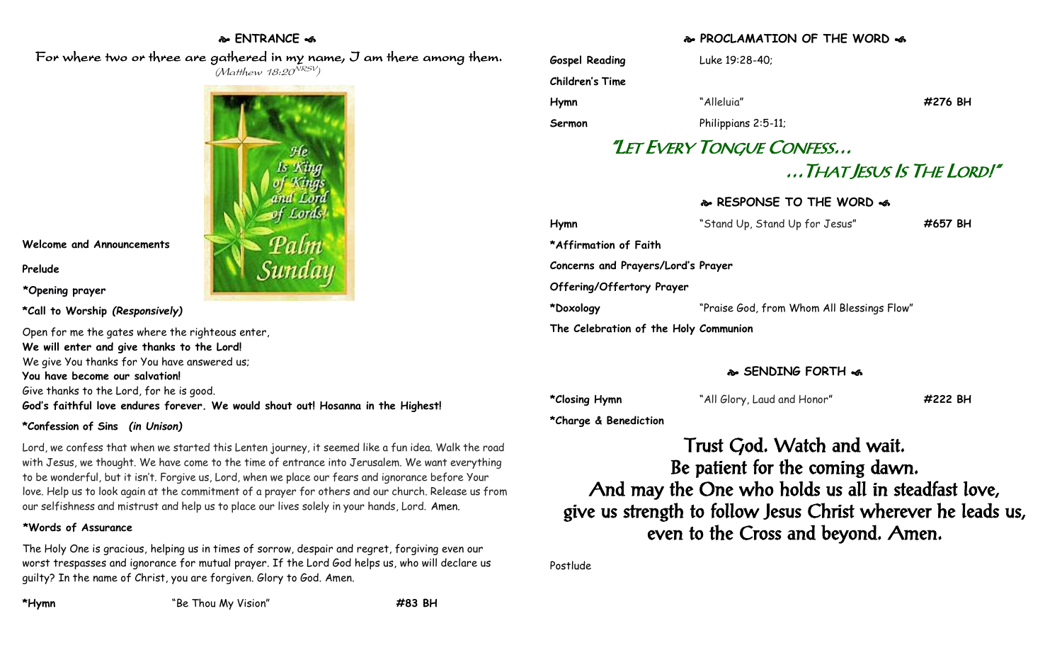## ENTRANCE

For where two or three are gathered in my name, I am there among them.
*(Matthew 18:20 NRSV)*

**Welcome and Announcements**

**Prelude**

***Opening prayer**

***Call to Worship** *(Responsively)*

Open for me the gates where the righteous enter,
**We will enter and give thanks to the Lord!**
We give You thanks for You have answered us;
**You have become our salvation!**
Give thanks to the Lord, for he is good.
**God's faithful love endures forever. We would shout out! Hosanna in the Highest!**

***Confession of Sins** *(in Unison)*

Lord, we confess that when we started this Lenten journey, it seemed like a fun idea. Walk the road with Jesus, we thought. We have come to the time of entrance into Jerusalem. We want everything to be wonderful, but it isn't. Forgive us, Lord, when we place our fears and ignorance before Your love. Help us to look again at the commitment of a prayer for others and our church. Release us from our selfishness and mistrust and help us to place our lives solely in your hands, Lord. Amen.

***Words of Assurance**

The Holy One is gracious, helping us in times of sorrow, despair and regret, forgiving even our worst trespasses and ignorance for mutual prayer. If the Lord God helps us, who will declare us guilty? In the name of Christ, you are forgiven. Glory to God. Amen.

***Hymn** "Be Thou My Vision" **#83 BH**

## PROCLAMATION OF THE WORD

**Gospel Reading** Luke 19:28-40;

**Children's Time**

**Hymn** "Alleluia" **#276 BH**

**Sermon** Philippians 2:5-11;

### "Let Every Tongue Confess… …That Jesus Is The Lord!"

## RESPONSE TO THE WORD

**Hymn** "Stand Up, Stand Up for Jesus" **#657 BH**

***Affirmation of Faith**

**Concerns and Prayers/Lord's Prayer**

**Offering/Offertory Prayer**

***Doxology** "Praise God, from Whom All Blessings Flow"

**The Celebration of the Holy Communion**

## SENDING FORTH

***Closing Hymn** "All Glory, Laud and Honor" **#222 BH**

***Charge & Benediction**

Trust God. Watch and wait.
Be patient for the coming dawn.
And may the One who holds us all in steadfast love,
give us strength to follow Jesus Christ wherever he leads us,
even to the Cross and beyond. Amen.

Postlude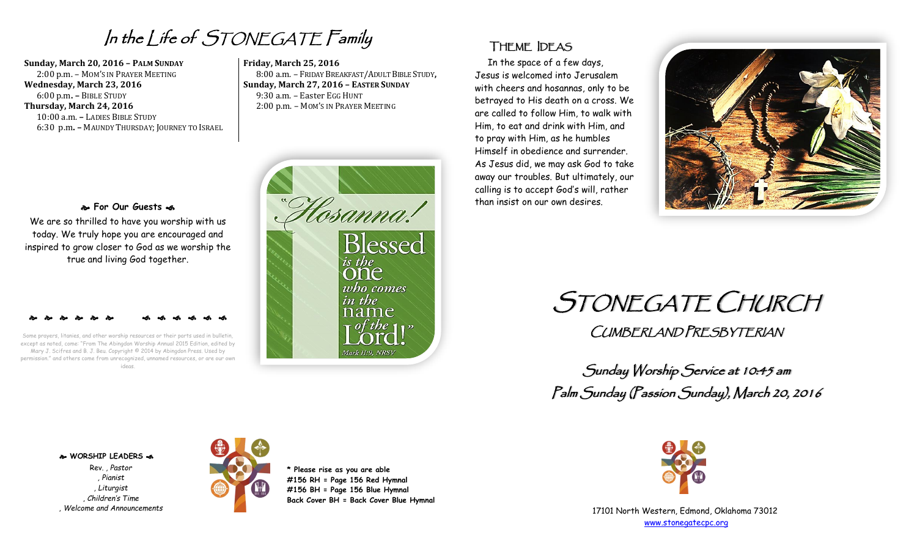# In the Life of STONEGATE Family

**Sunday, March 20, 2016 – PALM SUNDAY**
2:00 p.m. – MOM'S IN PRAYER MEETING

**Wednesday, March 23, 2016**
6:00 p.m. – BIBLE STUDY

**Thursday, March 24, 2016**
10:00 a.m. – LADIES BIBLE STUDY
6:30 p.m. – MAUNDY THURSDAY; JOURNEY TO ISRAEL

**Friday, March 25, 2016**
8:00 a.m. – FRIDAY BREAKFAST/ADULT BIBLE STUDY,

**Sunday, March 27, 2016 – EASTER SUNDAY**
9:30 a.m. – Easter Egg Hunt
2:00 p.m. – MOM'S IN PRAYER MEETING

### For Our Guests

We are so thrilled to have you worship with us today. We truly hope you are encouraged and inspired to grow closer to God as we worship the true and living God together.

Some prayers, litanies, and other worship resources or their parts used in bulletin, except as noted, come: "From The Abingdon Worship Annual 2015 Edition, edited by Mary J. Scifres and B. J. Beu. Copyright © 2014 by Abingdon Press. Used by permission." and others come from unrecognized, unnamed resources, or are our own ideas.

"Hosanna! Blessed is the one who comes in the name of the Lord!"
Mark 11:9, NRSV

### WORSHIP LEADERS

Rev. , *Pastor*
, *Pianist*
, *Liturgist*
, *Children's Time*
, *Welcome and Announcements*

**\* Please rise as you are able**
**#156 RH = Page 156 Red Hymnal**
**#156 BH = Page 156 Blue Hymnal**
**Back Cover BH = Back Cover Blue Hymnal**

## THEME IDEAS

In the space of a few days, Jesus is welcomed into Jerusalem with cheers and hosannas, only to be betrayed to His death on a cross. We are called to follow Him, to walk with Him, to eat and drink with Him, and to pray with Him, as he humbles Himself in obedience and surrender. As Jesus did, we may ask God to take away our troubles. But ultimately, our calling is to accept God's will, rather than insist on our own desires.

# STONEGATE CHURCH

## CUMBERLAND PRESBYTERIAN

Sunday Worship Service at 10:45 am
Palm Sunday (Passion Sunday), March 20, 2016

17101 North Western, Edmond, Oklahoma 73012
www.stonegatecpc.org